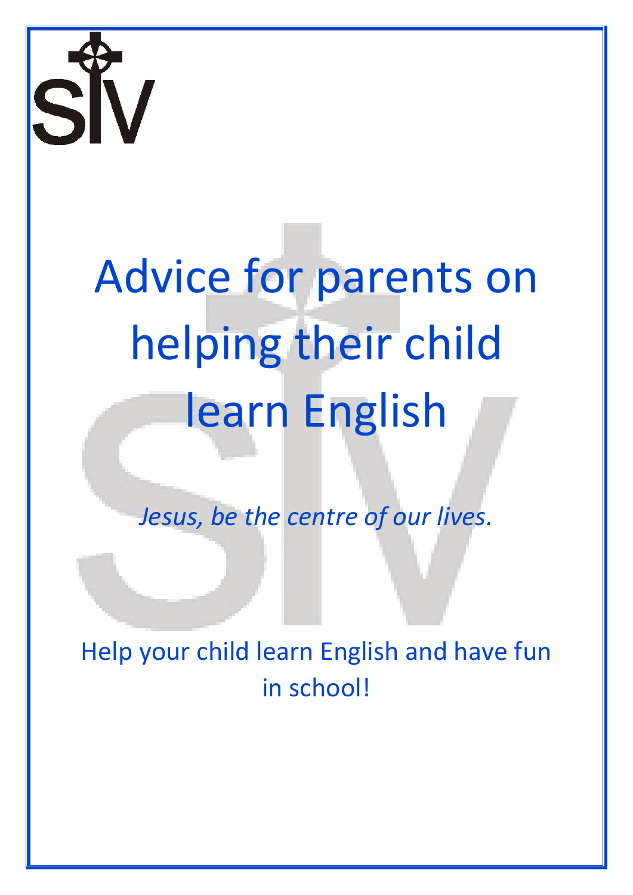# Advice for parents on helping their child learn English

*Jesus, be the centre of our lives.*

Help your child learn English and have fun in school!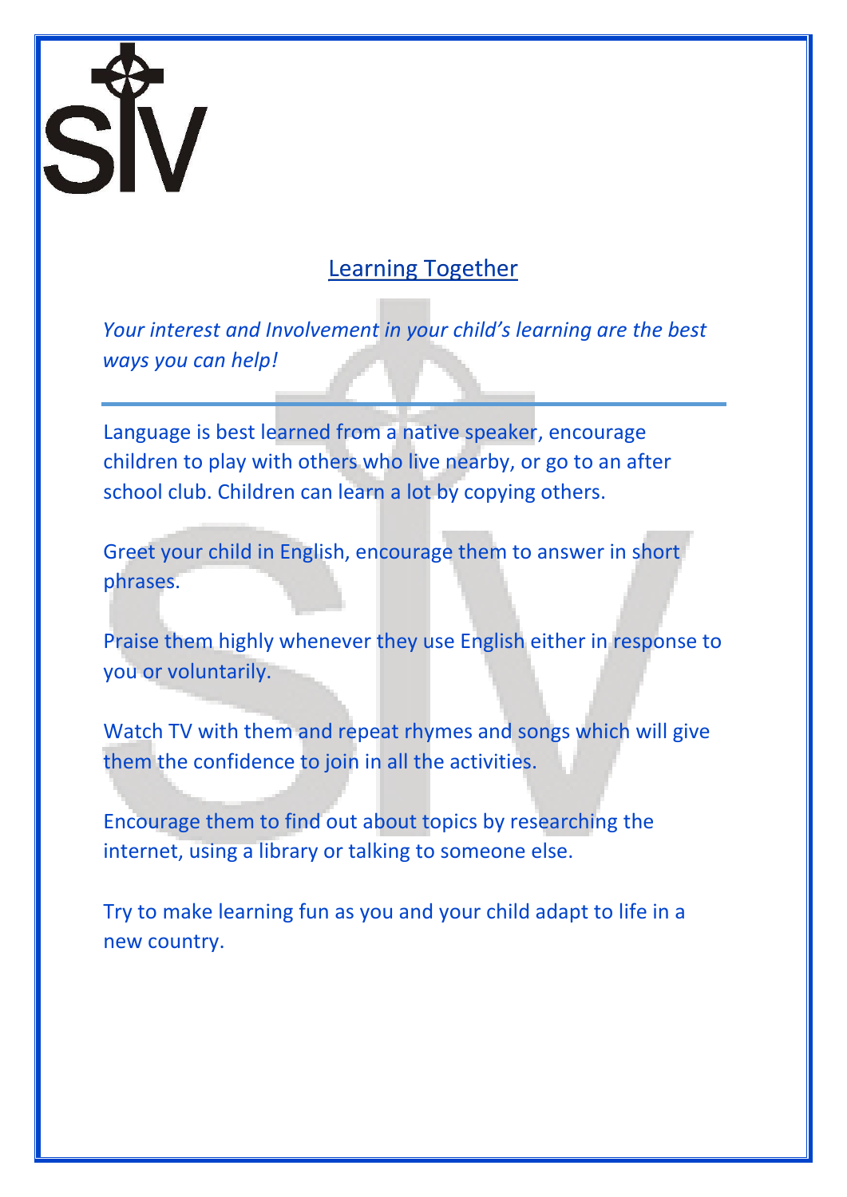## Learning Together

*Your interest and Involvement in your child's learning are the best ways you can help!*

---

Language is best learned from a native speaker, encourage children to play with others who live nearby, or go to an after school club. Children can learn a lot by copying others.

Greet your child in English, encourage them to answer in short phrases.

Praise them highly whenever they use English either in response to you or voluntarily.

Watch TV with them and repeat rhymes and songs which will give them the confidence to join in all the activities.

Encourage them to find out about topics by researching the internet, using a library or talking to someone else.

Try to make learning fun as you and your child adapt to life in a new country.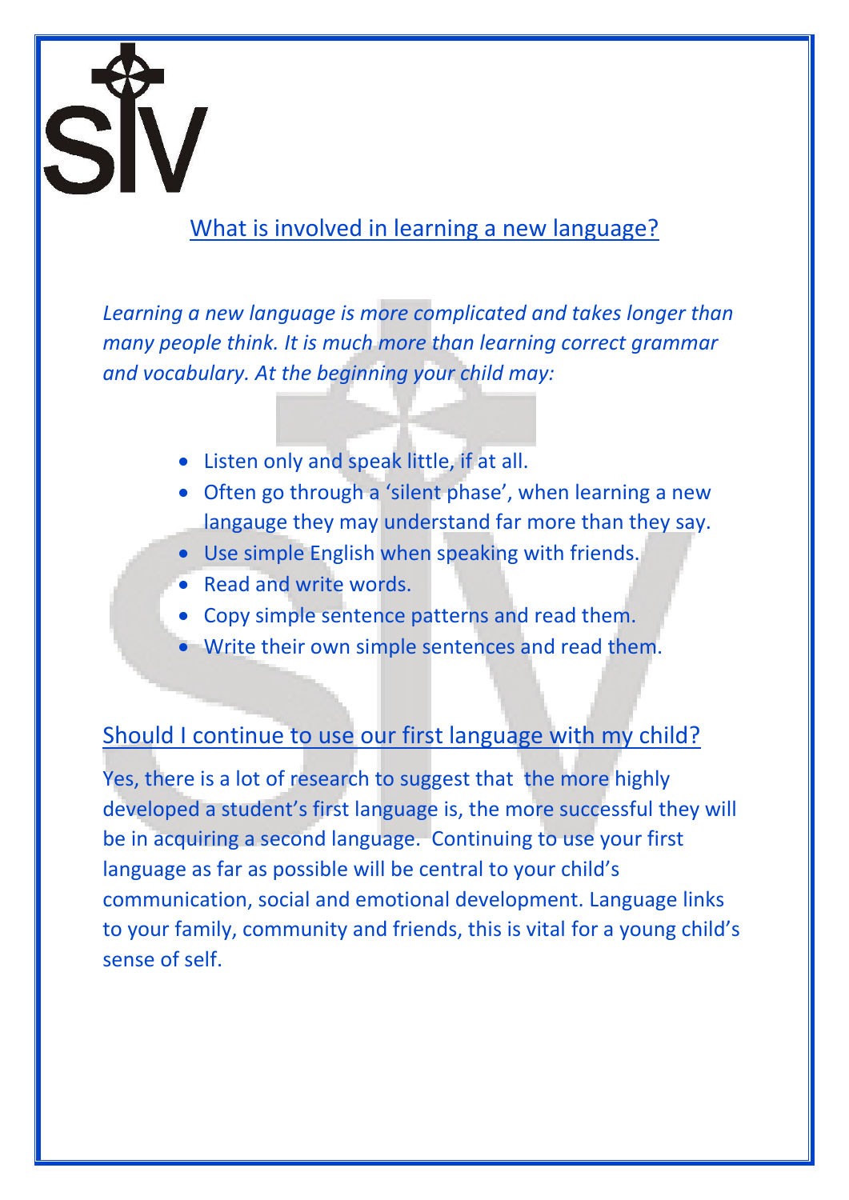## What is involved in learning a new language?

*Learning a new language is more complicated and takes longer than many people think. It is much more than learning correct grammar and vocabulary. At the beginning your child may:*

- Listen only and speak little, if at all.
- Often go through a 'silent phase', when learning a new langauge they may understand far more than they say.
- Use simple English when speaking with friends.
- Read and write words.
- Copy simple sentence patterns and read them.
- Write their own simple sentences and read them.

## Should I continue to use our first language with my child?

Yes, there is a lot of research to suggest that the more highly developed a student's first language is, the more successful they will be in acquiring a second language. Continuing to use your first language as far as possible will be central to your child's communication, social and emotional development. Language links to your family, community and friends, this is vital for a young child's sense of self.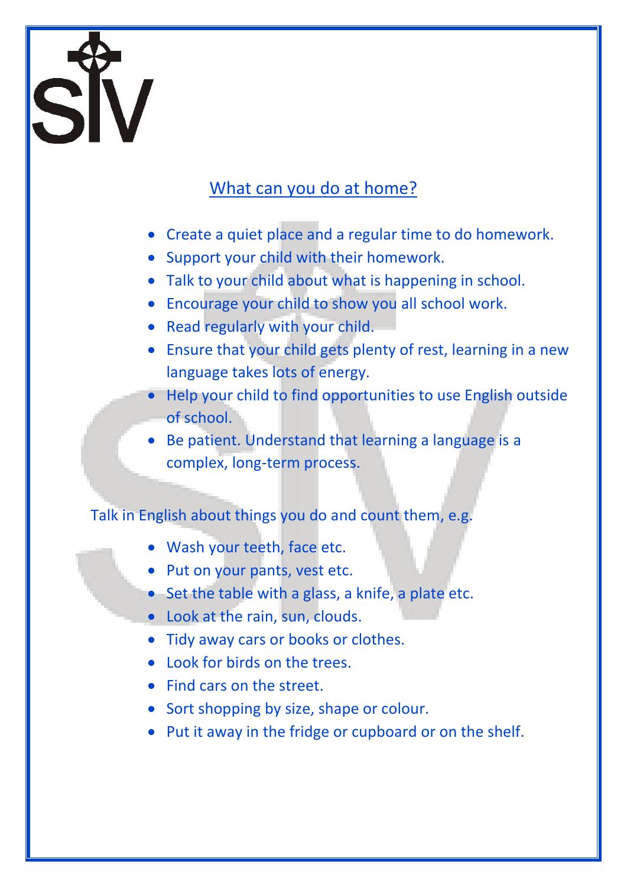## What can you do at home?

- Create a quiet place and a regular time to do homework.
- Support your child with their homework.
- Talk to your child about what is happening in school.
- Encourage your child to show you all school work.
- Read regularly with your child.
- Ensure that your child gets plenty of rest, learning in a new language takes lots of energy.
- Help your child to find opportunities to use English outside of school.
- Be patient. Understand that learning a language is a complex, long-term process.

Talk in English about things you do and count them, e.g.

- Wash your teeth, face etc.
- Put on your pants, vest etc.
- Set the table with a glass, a knife, a plate etc.
- Look at the rain, sun, clouds.
- Tidy away cars or books or clothes.
- Look for birds on the trees.
- Find cars on the street.
- Sort shopping by size, shape or colour.
- Put it away in the fridge or cupboard or on the shelf.